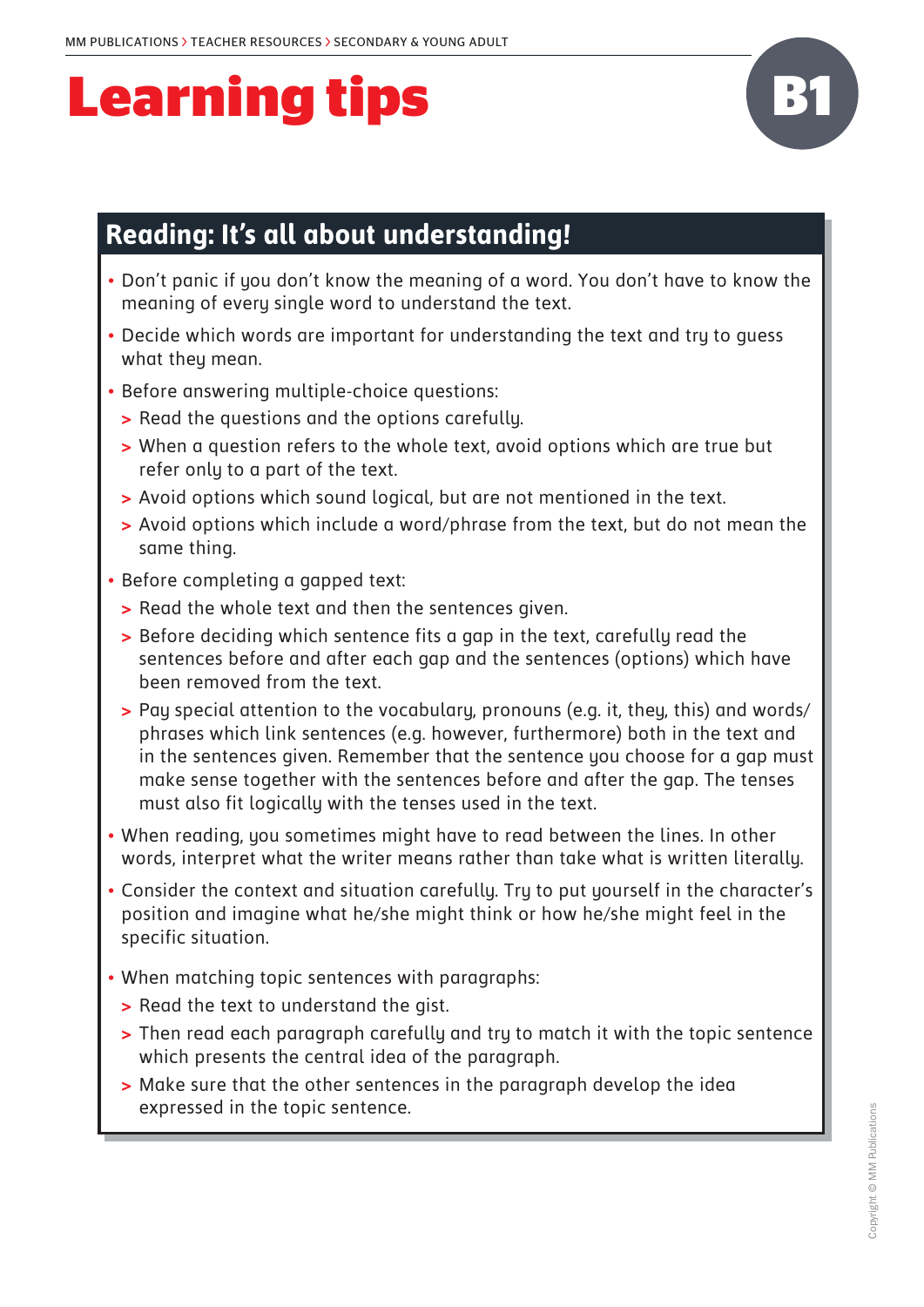MM PUBLICATIONS > TEACHER RESOURCES > SECONDARY & YOUNG ADULT

# Learning tips

**B1**

## Reading: It's all about understanding!

- Don't panic if you don't know the meaning of a word. You don't have to know the meaning of every single word to understand the text.
- Decide which words are important for understanding the text and try to guess what they mean.
- Before answering multiple-choice questions:
  - Read the questions and the options carefully.
  - When a question refers to the whole text, avoid options which are true but refer only to a part of the text.
  - Avoid options which sound logical, but are not mentioned in the text.
  - Avoid options which include a word/phrase from the text, but do not mean the same thing.
- Before completing a gapped text:
  - Read the whole text and then the sentences given.
  - Before deciding which sentence fits a gap in the text, carefully read the sentences before and after each gap and the sentences (options) which have been removed from the text.
  - Pay special attention to the vocabulary, pronouns (e.g. it, they, this) and words/phrases which link sentences (e.g. however, furthermore) both in the text and in the sentences given. Remember that the sentence you choose for a gap must make sense together with the sentences before and after the gap. The tenses must also fit logically with the tenses used in the text.
- When reading, you sometimes might have to read between the lines. In other words, interpret what the writer means rather than take what is written literally.
- Consider the context and situation carefully. Try to put yourself in the character's position and imagine what he/she might think or how he/she might feel in the specific situation.
- When matching topic sentences with paragraphs:
  - Read the text to understand the gist.
  - Then read each paragraph carefully and try to match it with the topic sentence which presents the central idea of the paragraph.
  - Make sure that the other sentences in the paragraph develop the idea expressed in the topic sentence.

Copyright © MM Publications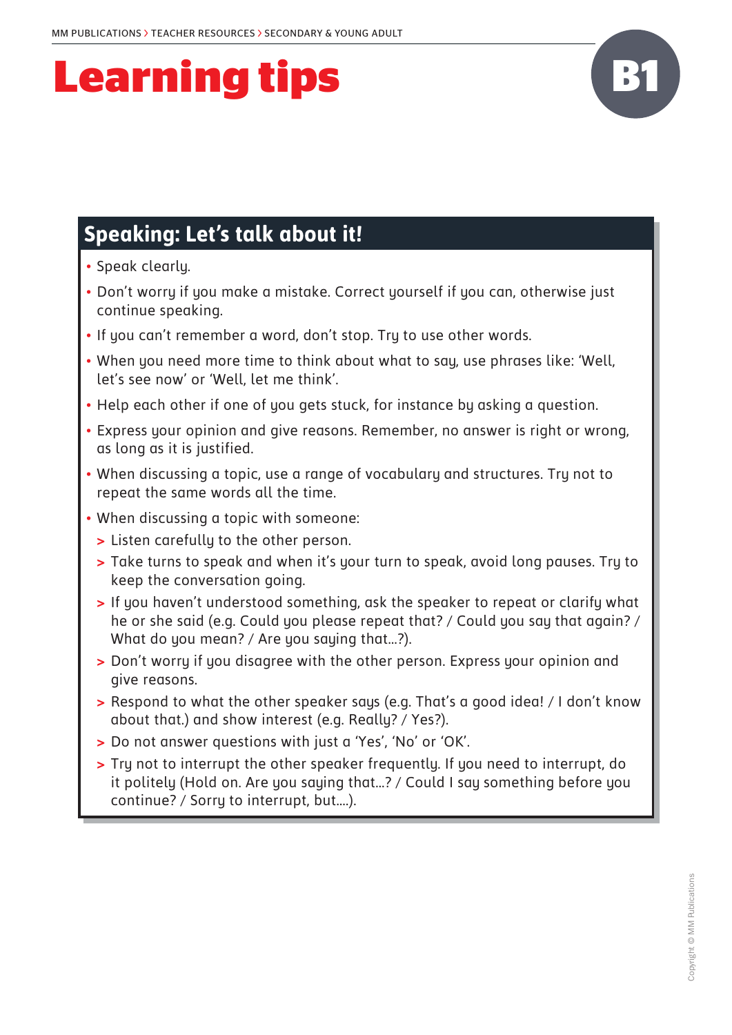# Learning tips

**B1**

## Speaking: Let's talk about it!

- Speak clearly.
- Don't worry if you make a mistake. Correct yourself if you can, otherwise just continue speaking.
- If you can't remember a word, don't stop. Try to use other words.
- When you need more time to think about what to say, use phrases like: 'Well, let's see now' or 'Well, let me think'.
- Help each other if one of you gets stuck, for instance by asking a question.
- Express your opinion and give reasons. Remember, no answer is right or wrong, as long as it is justified.
- When discussing a topic, use a range of vocabulary and structures. Try not to repeat the same words all the time.
- When discussing a topic with someone:
  - Listen carefully to the other person.
  - Take turns to speak and when it's your turn to speak, avoid long pauses. Try to keep the conversation going.
  - If you haven't understood something, ask the speaker to repeat or clarify what he or she said (e.g. Could you please repeat that? / Could you say that again? / What do you mean? / Are you saying that...?).
  - Don't worry if you disagree with the other person. Express your opinion and give reasons.
  - Respond to what the other speaker says (e.g. That's a good idea! / I don't know about that.) and show interest (e.g. Really? / Yes?).
  - Do not answer questions with just a 'Yes', 'No' or 'OK'.
  - Try not to interrupt the other speaker frequently. If you need to interrupt, do it politely (Hold on. Are you saying that...? / Could I say something before you continue? / Sorry to interrupt, but....).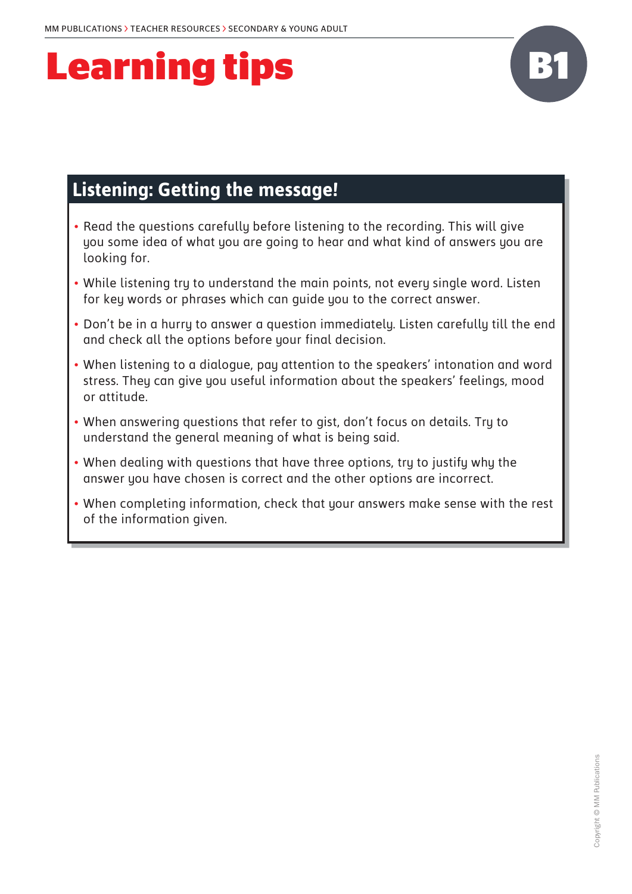# Learning tips

B1

## Listening: Getting the message!

- Read the questions carefully before listening to the recording. This will give you some idea of what you are going to hear and what kind of answers you are looking for.
- While listening try to understand the main points, not every single word. Listen for key words or phrases which can guide you to the correct answer.
- Don't be in a hurry to answer a question immediately. Listen carefully till the end and check all the options before your final decision.
- When listening to a dialogue, pay attention to the speakers' intonation and word stress. They can give you useful information about the speakers' feelings, mood or attitude.
- When answering questions that refer to gist, don't focus on details. Try to understand the general meaning of what is being said.
- When dealing with questions that have three options, try to justify why the answer you have chosen is correct and the other options are incorrect.
- When completing information, check that your answers make sense with the rest of the information given.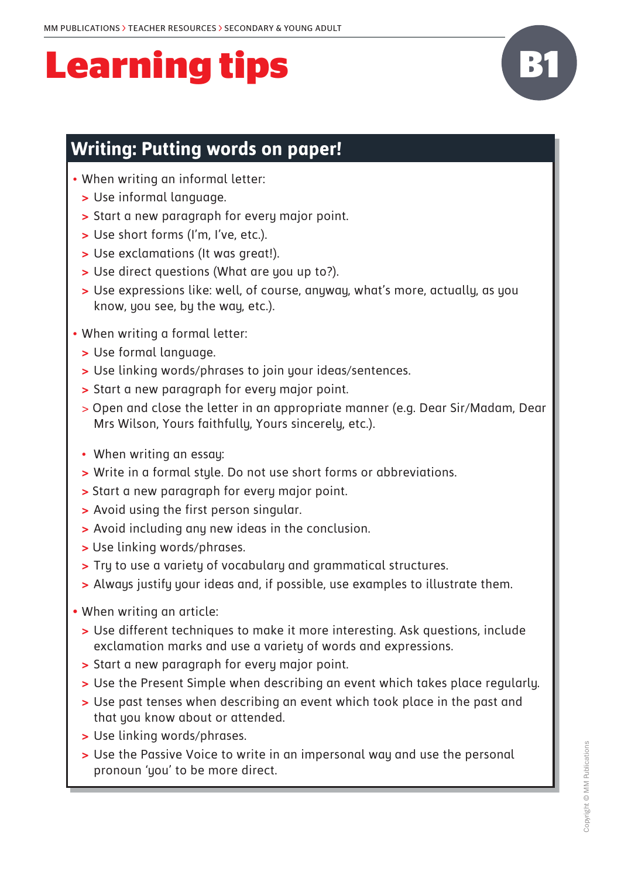# Learning tips

B1

## Writing: Putting words on paper!

- When writing an informal letter:
  - > Use informal language.
  - > Start a new paragraph for every major point.
  - > Use short forms (I'm, I've, etc.).
  - > Use exclamations (It was great!).
  - > Use direct questions (What are you up to?).
  - > Use expressions like: well, of course, anyway, what's more, actually, as you know, you see, by the way, etc.).

- When writing a formal letter:
  - > Use formal language.
  - > Use linking words/phrases to join your ideas/sentences.
  - > Start a new paragraph for every major point.
  - > Open and close the letter in an appropriate manner (e.g. Dear Sir/Madam, Dear Mrs Wilson, Yours faithfully, Yours sincerely, etc.).

- When writing an essay:
  - > Write in a formal style. Do not use short forms or abbreviations.
  - > Start a new paragraph for every major point.
  - > Avoid using the first person singular.
  - > Avoid including any new ideas in the conclusion.
  - > Use linking words/phrases.
  - > Try to use a variety of vocabulary and grammatical structures.
  - > Always justify your ideas and, if possible, use examples to illustrate them.

- When writing an article:
  - > Use different techniques to make it more interesting. Ask questions, include exclamation marks and use a variety of words and expressions.
  - > Start a new paragraph for every major point.
  - > Use the Present Simple when describing an event which takes place regularly.
  - > Use past tenses when describing an event which took place in the past and that you know about or attended.
  - > Use linking words/phrases.
  - > Use the Passive Voice to write in an impersonal way and use the personal pronoun 'you' to be more direct.